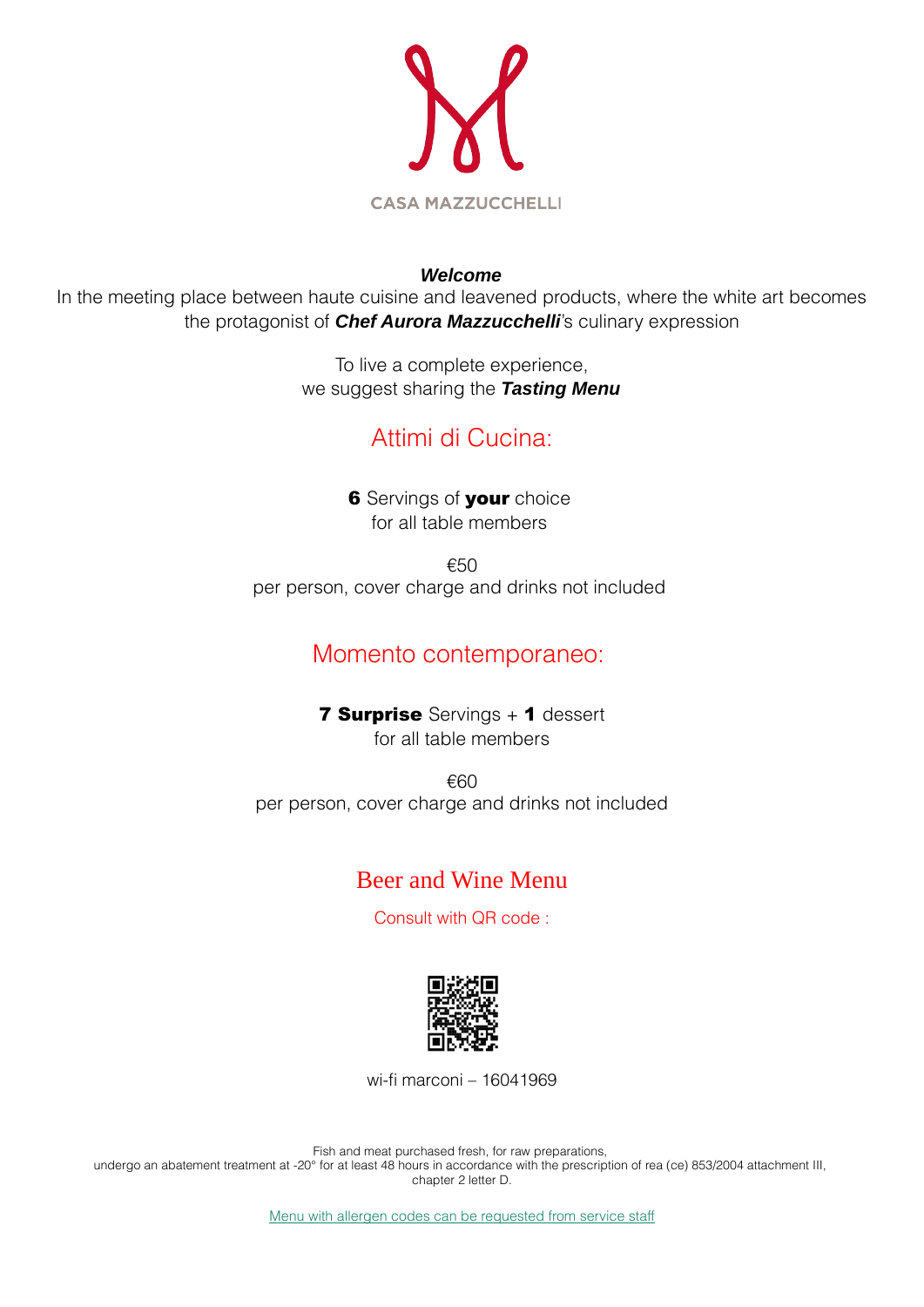CASA MAZZUCCHELLI

***Welcome***

In the meeting place between haute cuisine and leavened products, where the white art becomes the protagonist of ***Chef Aurora Mazzucchelli***'s culinary expression

To live a complete experience,
we suggest sharing the ***Tasting Menu***

## Attimi di Cucina:

**6** Servings of **your** choice
for all table members

€50
per person, cover charge and drinks not included

## Momento contemporaneo:

**7 Surprise** Servings + **1** dessert
for all table members

€60
per person, cover charge and drinks not included

## Beer and Wine Menu

Consult with QR code :

wi-fi marconi – 16041969

Fish and meat purchased fresh, for raw preparations,
undergo an abatement treatment at -20° for at least 48 hours in accordance with the prescription of rea (ce) 853/2004 attachment III, chapter 2 letter D.

Menu with allergen codes can be requested from service staff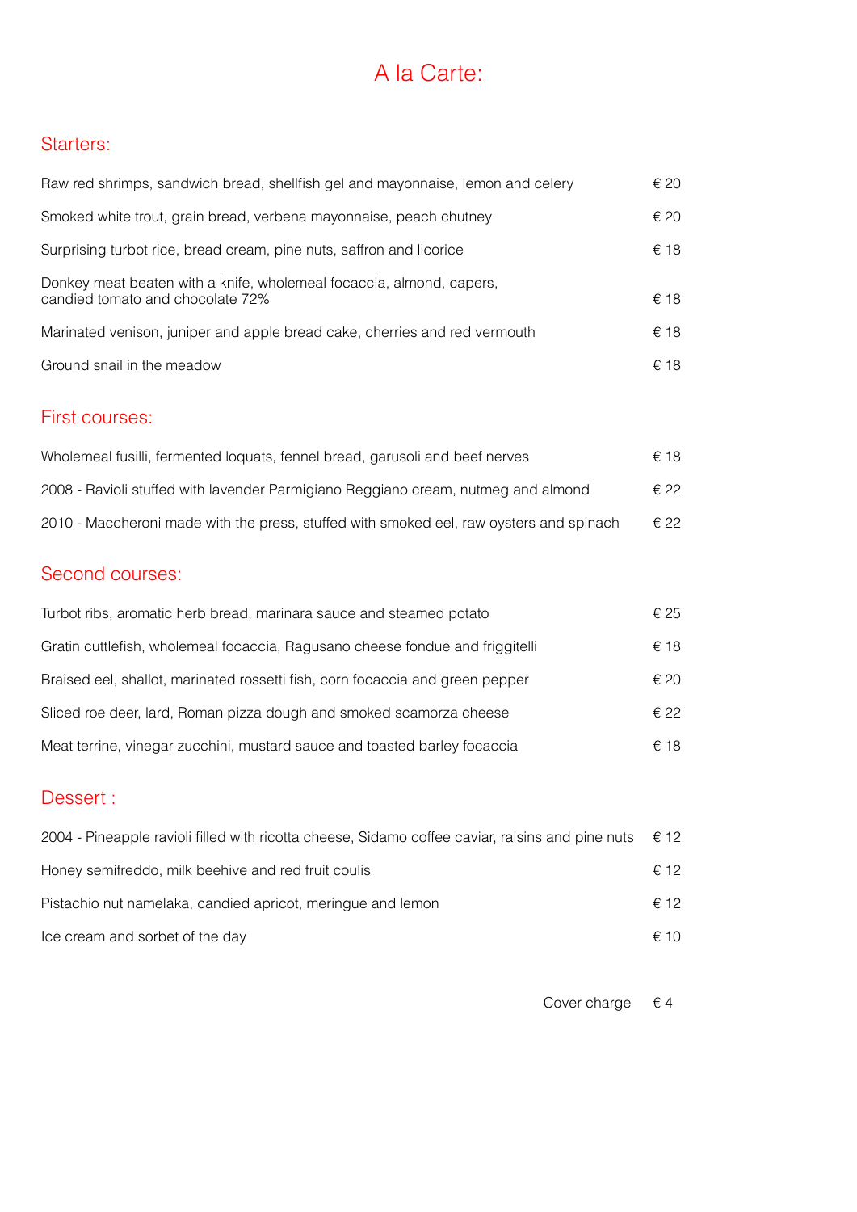# A la Carte:

## Starters:

| | |
|---|---|
| Raw red shrimps, sandwich bread, shellfish gel and mayonnaise, lemon and celery | € 20 |
| Smoked white trout, grain bread, verbena mayonnaise, peach chutney | € 20 |
| Surprising turbot rice, bread cream, pine nuts, saffron and licorice | € 18 |
| Donkey meat beaten with a knife, wholemeal focaccia, almond, capers, candied tomato and chocolate 72% | € 18 |
| Marinated venison, juniper and apple bread cake, cherries and red vermouth | € 18 |
| Ground snail in the meadow | € 18 |

## First courses:

| | |
|---|---|
| Wholemeal fusilli, fermented loquats, fennel bread, garusoli and beef nerves | € 18 |
| 2008 - Ravioli stuffed with lavender Parmigiano Reggiano cream, nutmeg and almond | € 22 |
| 2010 - Maccheroni made with the press, stuffed with smoked eel, raw oysters and spinach | € 22 |

## Second courses:

| | |
|---|---|
| Turbot ribs, aromatic herb bread, marinara sauce and steamed potato | € 25 |
| Gratin cuttlefish, wholemeal focaccia, Ragusano cheese fondue and friggitelli | € 18 |
| Braised eel, shallot, marinated rossetti fish, corn focaccia and green pepper | € 20 |
| Sliced roe deer, lard, Roman pizza dough and smoked scamorza cheese | € 22 |
| Meat terrine, vinegar zucchini, mustard sauce and toasted barley focaccia | € 18 |

## Dessert :

| | |
|---|---|
| 2004 - Pineapple ravioli filled with ricotta cheese, Sidamo coffee caviar, raisins and pine nuts | € 12 |
| Honey semifreddo, milk beehive and red fruit coulis | € 12 |
| Pistachio nut namelaka, candied apricot, meringue and lemon | € 12 |
| Ice cream and sorbet of the day | € 10 |

Cover charge € 4